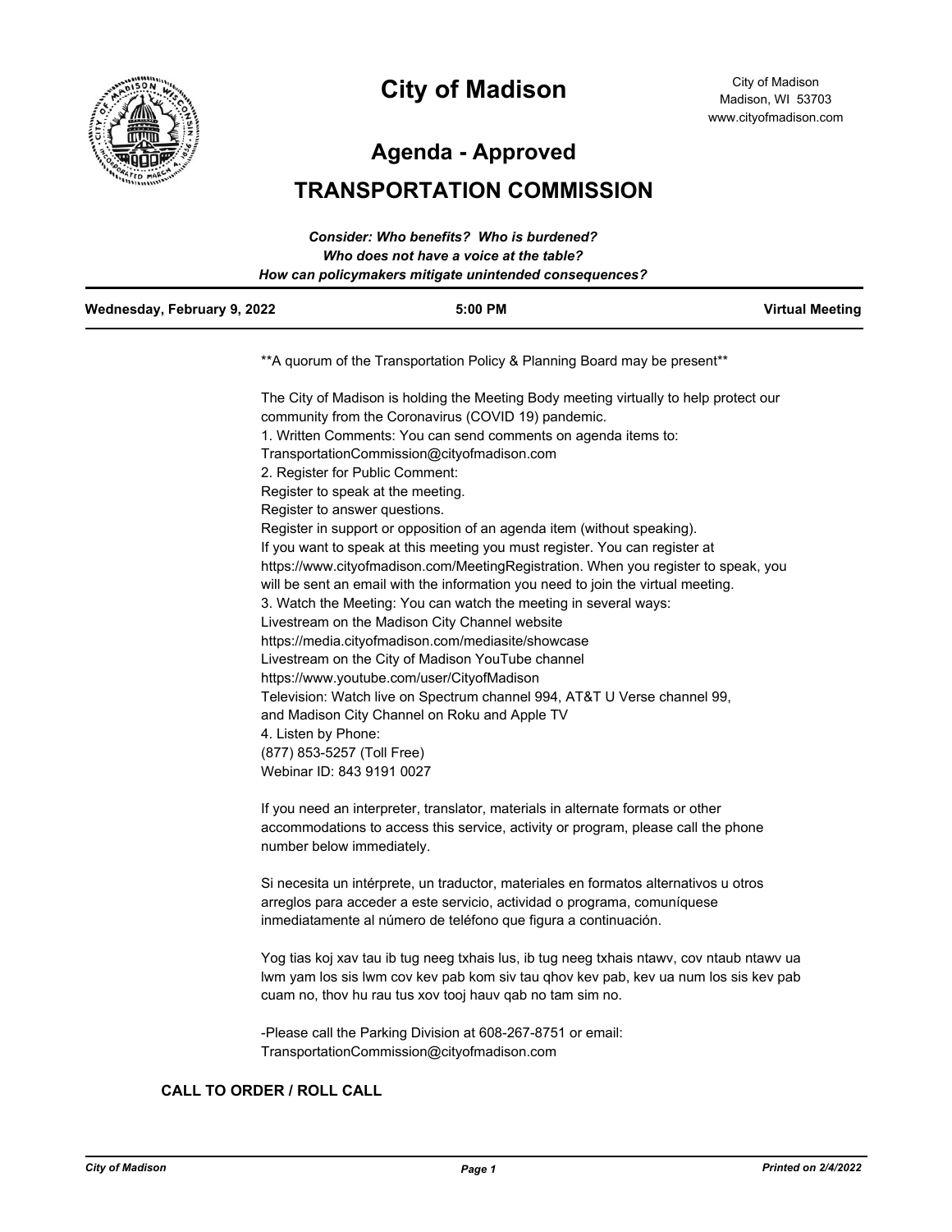# City of Madison

City of Madison
Madison, WI 53703
www.cityofmadison.com

## Agenda - Approved

## TRANSPORTATION COMMISSION

*Consider: Who benefits? Who is burdened?*
*Who does not have a voice at the table?*
*How can policymakers mitigate unintended consequences?*

| Wednesday, February 9, 2022 | 5:00 PM | Virtual Meeting |
|---|---|---|

**A quorum of the Transportation Policy & Planning Board may be present**

The City of Madison is holding the Meeting Body meeting virtually to help protect our community from the Coronavirus (COVID 19) pandemic.
1. Written Comments: You can send comments on agenda items to:
TransportationCommission@cityofmadison.com
2. Register for Public Comment:
Register to speak at the meeting.
Register to answer questions.
Register in support or opposition of an agenda item (without speaking).
If you want to speak at this meeting you must register. You can register at https://www.cityofmadison.com/MeetingRegistration. When you register to speak, you will be sent an email with the information you need to join the virtual meeting.
3. Watch the Meeting: You can watch the meeting in several ways:
Livestream on the Madison City Channel website
https://media.cityofmadison.com/mediasite/showcase
Livestream on the City of Madison YouTube channel
https://www.youtube.com/user/CityofMadison
Television: Watch live on Spectrum channel 994, AT&T U Verse channel 99, and Madison City Channel on Roku and Apple TV
4. Listen by Phone:
(877) 853-5257 (Toll Free)
Webinar ID: 843 9191 0027

If you need an interpreter, translator, materials in alternate formats or other accommodations to access this service, activity or program, please call the phone number below immediately.

Si necesita un intérprete, un traductor, materiales en formatos alternativos u otros arreglos para acceder a este servicio, actividad o programa, comuníquese inmediatamente al número de teléfono que figura a continuación.

Yog tias koj xav tau ib tug neeg txhais lus, ib tug neeg txhais ntawv, cov ntaub ntawv ua lwm yam los sis lwm cov kev pab kom siv tau qhov kev pab, kev ua num los sis kev pab cuam no, thov hu rau tus xov tooj hauv qab no tam sim no.

-Please call the Parking Division at 608-267-8751 or email:
TransportationCommission@cityofmadison.com

### CALL TO ORDER / ROLL CALL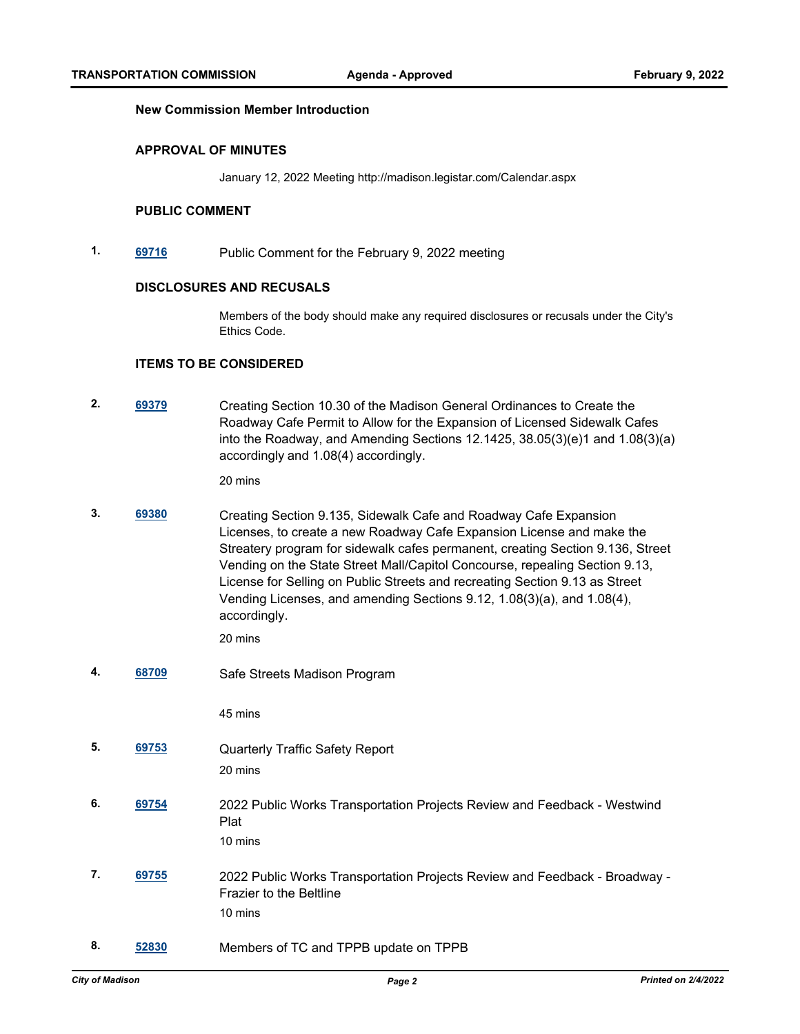### New Commission Member Introduction

### APPROVAL OF MINUTES

January 12, 2022 Meeting http://madison.legistar.com/Calendar.aspx

### PUBLIC COMMENT

**1.** **69716** Public Comment for the February 9, 2022 meeting

### DISCLOSURES AND RECUSALS

Members of the body should make any required disclosures or recusals under the City's Ethics Code.

### ITEMS TO BE CONSIDERED

**2.** **69379** Creating Section 10.30 of the Madison General Ordinances to Create the Roadway Cafe Permit to Allow for the Expansion of Licensed Sidewalk Cafes into the Roadway, and Amending Sections 12.1425, 38.05(3)(e)1 and 1.08(3)(a) accordingly and 1.08(4) accordingly.

20 mins

**3.** **69380** Creating Section 9.135, Sidewalk Cafe and Roadway Cafe Expansion Licenses, to create a new Roadway Cafe Expansion License and make the Streatery program for sidewalk cafes permanent, creating Section 9.136, Street Vending on the State Street Mall/Capitol Concourse, repealing Section 9.13, License for Selling on Public Streets and recreating Section 9.13 as Street Vending Licenses, and amending Sections 9.12, 1.08(3)(a), and 1.08(4), accordingly.

20 mins

**4.** **68709** Safe Streets Madison Program

45 mins

**5.** **69753** Quarterly Traffic Safety Report

20 mins

**6.** **69754** 2022 Public Works Transportation Projects Review and Feedback - Westwind Plat

10 mins

**7.** **69755** 2022 Public Works Transportation Projects Review and Feedback - Broadway - Frazier to the Beltline

10 mins

**8.** **52830** Members of TC and TPPB update on TPPB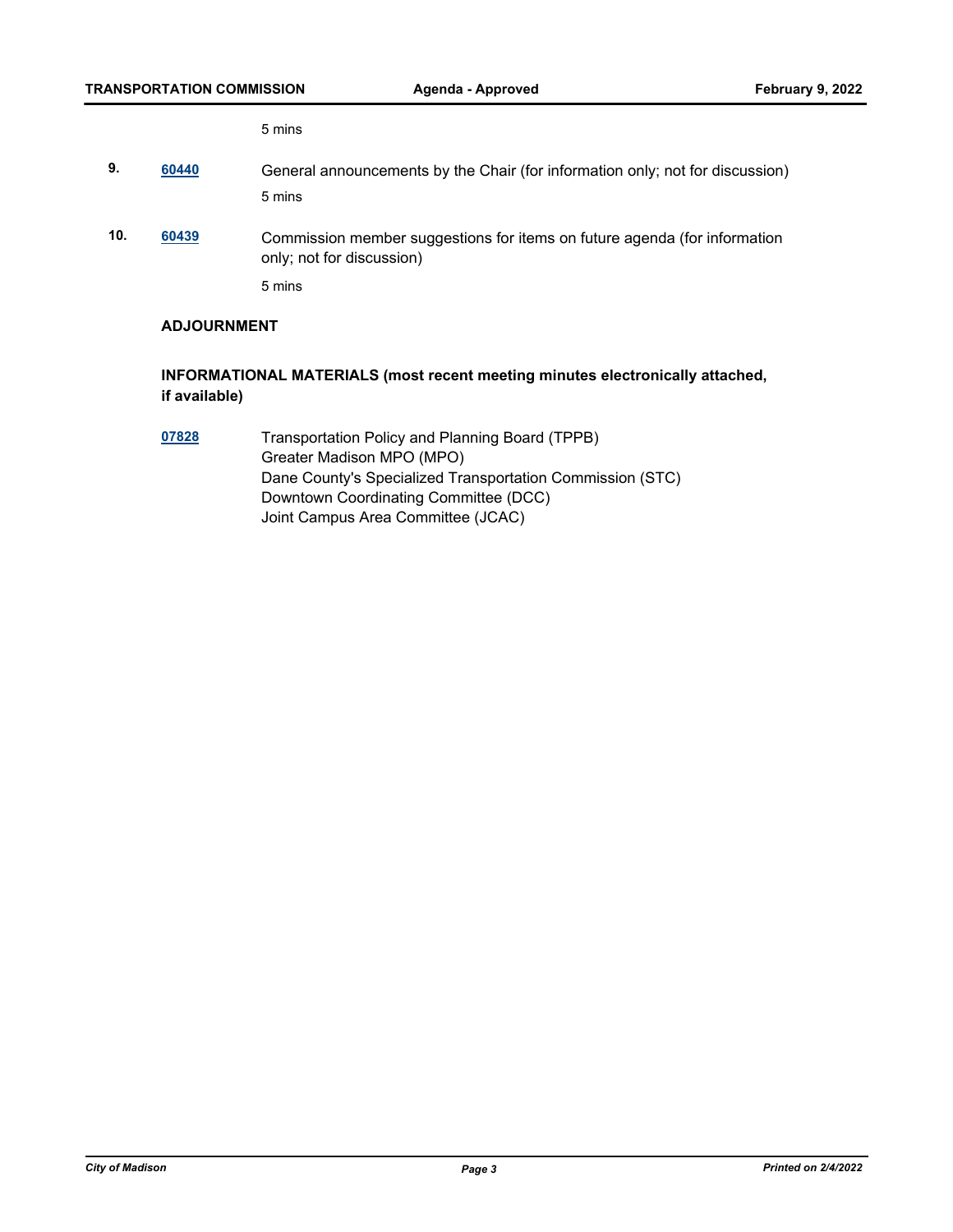5 mins

**9.** **60440** General announcements by the Chair (for information only; not for discussion)

5 mins

**10.** **60439** Commission member suggestions for items on future agenda (for information only; not for discussion)

5 mins

**ADJOURNMENT**

**INFORMATIONAL MATERIALS (most recent meeting minutes electronically attached, if available)**

**07828** Transportation Policy and Planning Board (TPPB)
Greater Madison MPO (MPO)
Dane County's Specialized Transportation Commission (STC)
Downtown Coordinating Committee (DCC)
Joint Campus Area Committee (JCAC)